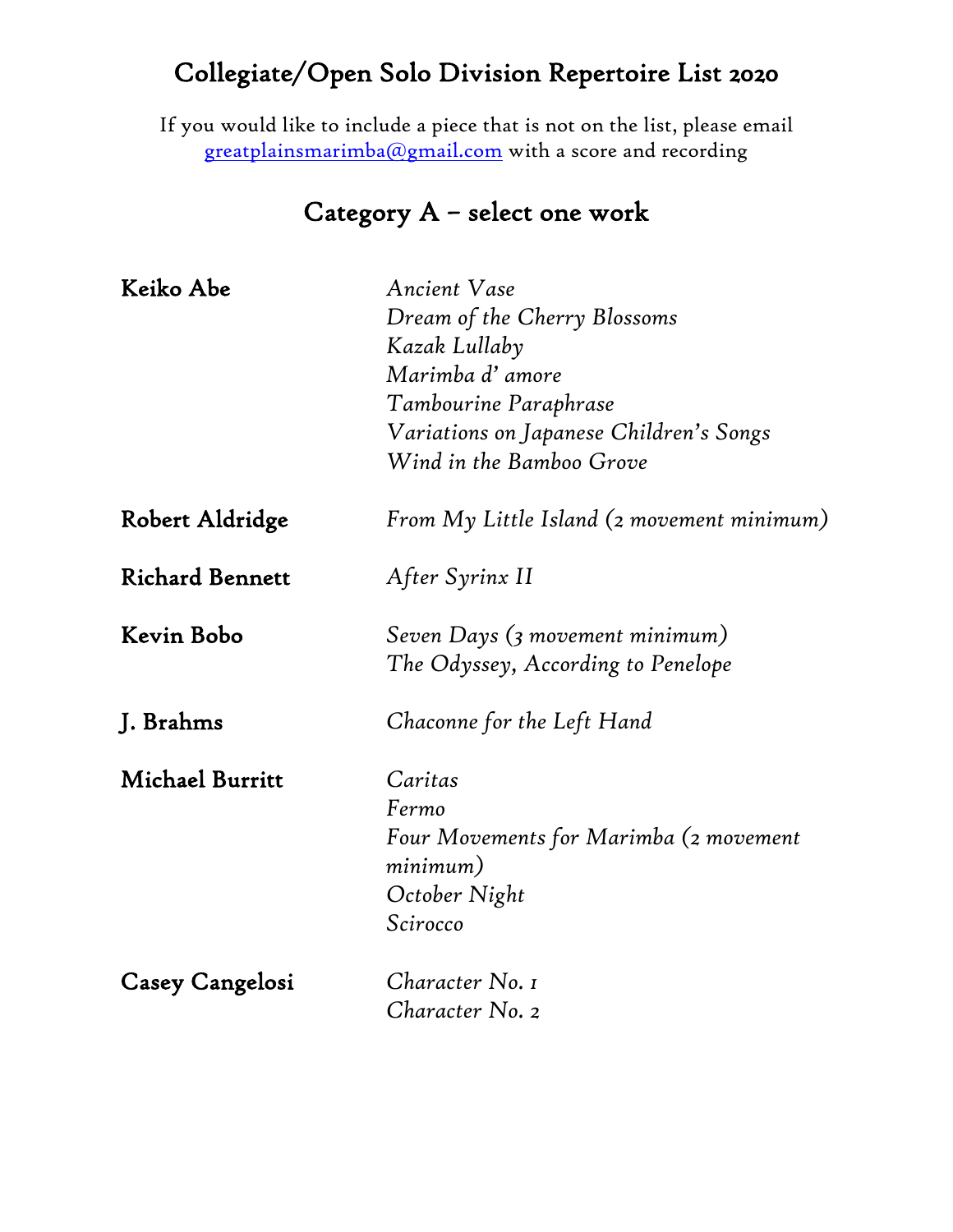# Collegiate/Open Solo Division Repertoire List 2020

If you would like to include a piece that is not on the list, please email greatplainsmarimba@gmail.com with a score and recording

## Category A – select one work

| | |
|---|---|
| **Keiko Abe** | *Ancient Vase*<br>*Dream of the Cherry Blossoms*<br>*Kazak Lullaby*<br>*Marimba d' amore*<br>*Tambourine Paraphrase*<br>*Variations on Japanese Children's Songs*<br>*Wind in the Bamboo Grove* |
| **Robert Aldridge** | *From My Little Island (2 movement minimum)* |
| **Richard Bennett** | *After Syrinx II* |
| **Kevin Bobo** | *Seven Days (3 movement minimum)*<br>*The Odyssey, According to Penelope* |
| **J. Brahms** | *Chaconne for the Left Hand* |
| **Michael Burritt** | *Caritas*<br>*Fermo*<br>*Four Movements for Marimba (2 movement minimum)*<br>*October Night*<br>*Scirocco* |
| **Casey Cangelosi** | *Character No. 1*<br>*Character No. 2* |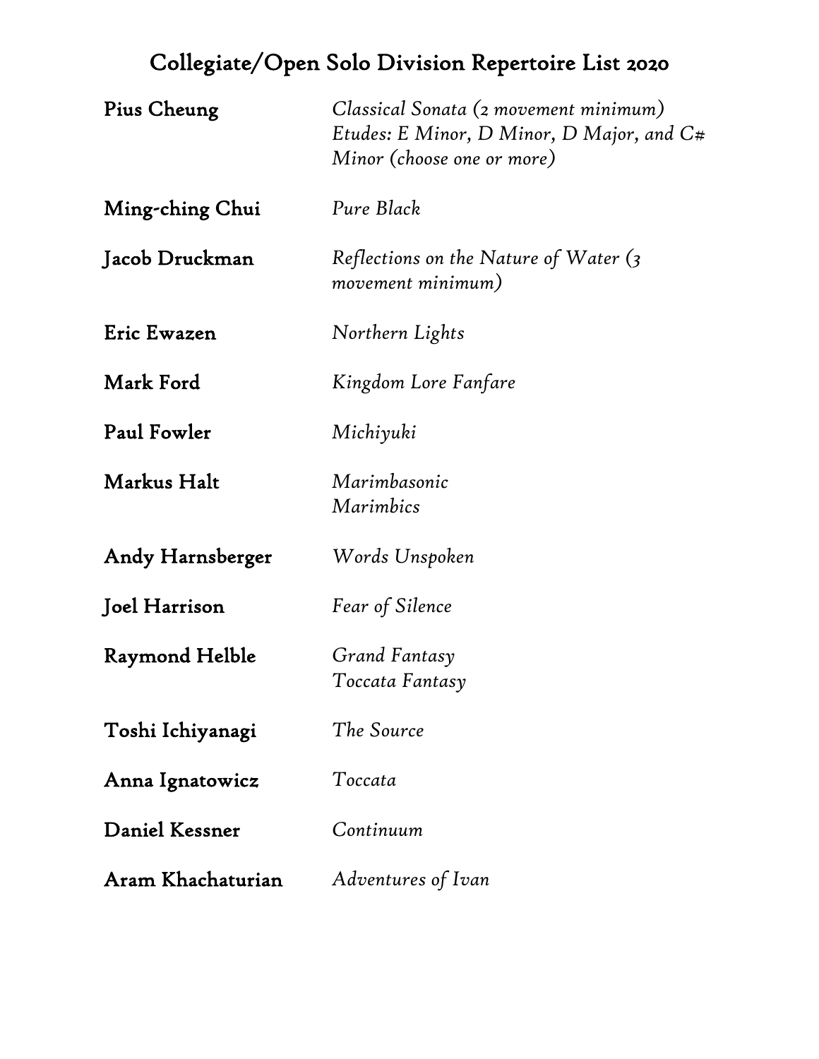# Collegiate/Open Solo Division Repertoire List 2020

| Composer | Repertoire |
|---|---|
| **Pius Cheung** | *Classical Sonata (2 movement minimum)*<br>*Etudes: E Minor, D Minor, D Major, and C# Minor (choose one or more)* |
| **Ming-ching Chui** | *Pure Black* |
| **Jacob Druckman** | *Reflections on the Nature of Water (3 movement minimum)* |
| **Eric Ewazen** | *Northern Lights* |
| **Mark Ford** | *Kingdom Lore Fanfare* |
| **Paul Fowler** | *Michiyuki* |
| **Markus Halt** | *Marimbasonic*<br>*Marimbics* |
| **Andy Harnsberger** | *Words Unspoken* |
| **Joel Harrison** | *Fear of Silence* |
| **Raymond Helble** | *Grand Fantasy*<br>*Toccata Fantasy* |
| **Toshi Ichiyanagi** | *The Source* |
| **Anna Ignatowicz** | *Toccata* |
| **Daniel Kessner** | *Continuum* |
| **Aram Khachaturian** | *Adventures of Ivan* |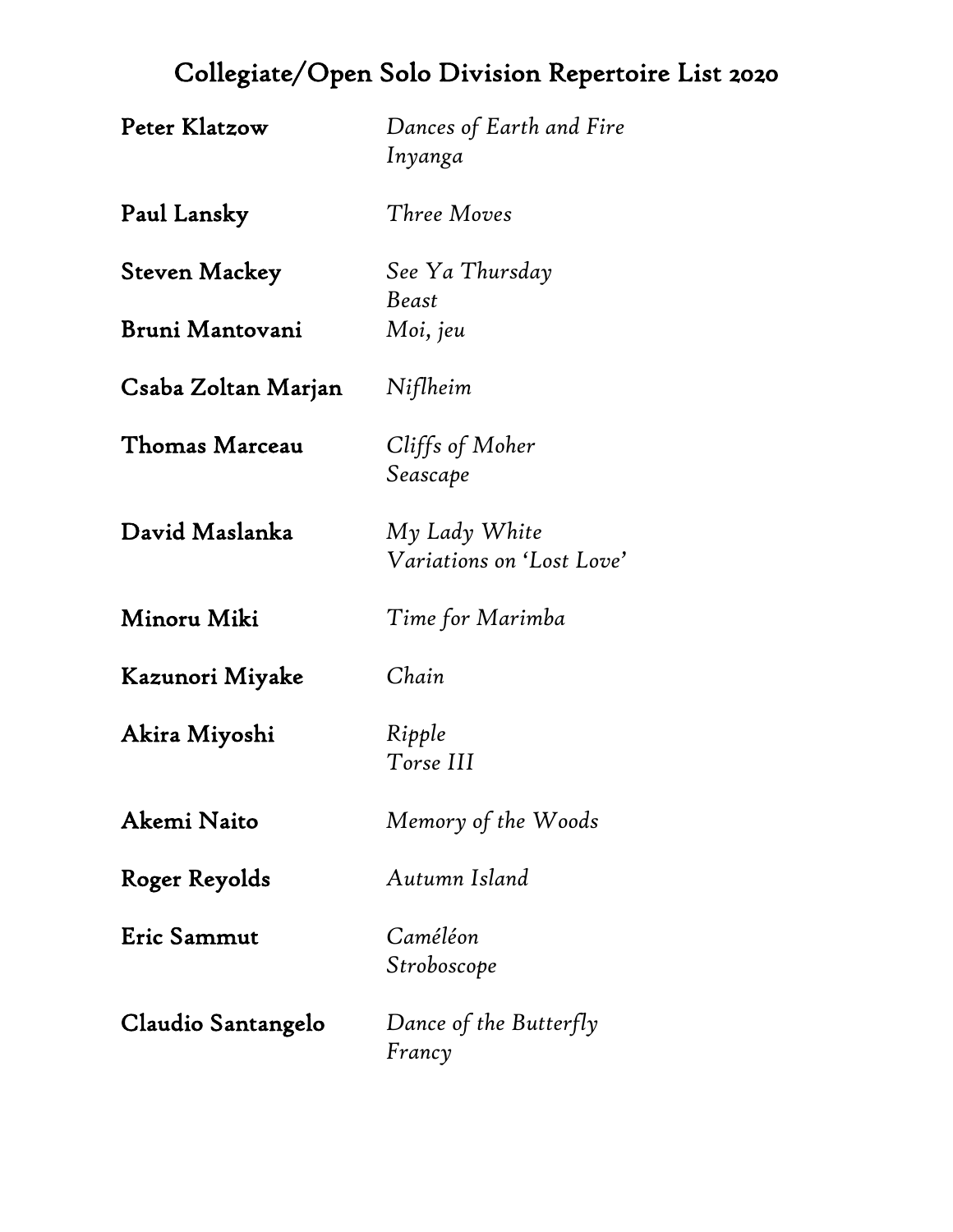# Collegiate/Open Solo Division Repertoire List 2020

| Composer | Work |
| --- | --- |
| **Peter Klatzow** | *Dances of Earth and Fire* |
| | *Inyanga* |
| **Paul Lansky** | *Three Moves* |
| **Steven Mackey** | *See Ya Thursday* |
| | *Beast* |
| **Bruni Mantovani** | *Moi, jeu* |
| **Csaba Zoltan Marjan** | *Niflheim* |
| **Thomas Marceau** | *Cliffs of Moher* |
| | *Seascape* |
| **David Maslanka** | *My Lady White* |
| | *Variations on 'Lost Love'* |
| **Minoru Miki** | *Time for Marimba* |
| **Kazunori Miyake** | *Chain* |
| **Akira Miyoshi** | *Ripple* |
| | *Torse III* |
| **Akemi Naito** | *Memory of the Woods* |
| **Roger Reyolds** | *Autumn Island* |
| **Eric Sammut** | *Caméléon* |
| | *Stroboscope* |
| **Claudio Santangelo** | *Dance of the Butterfly* |
| | *Francy* |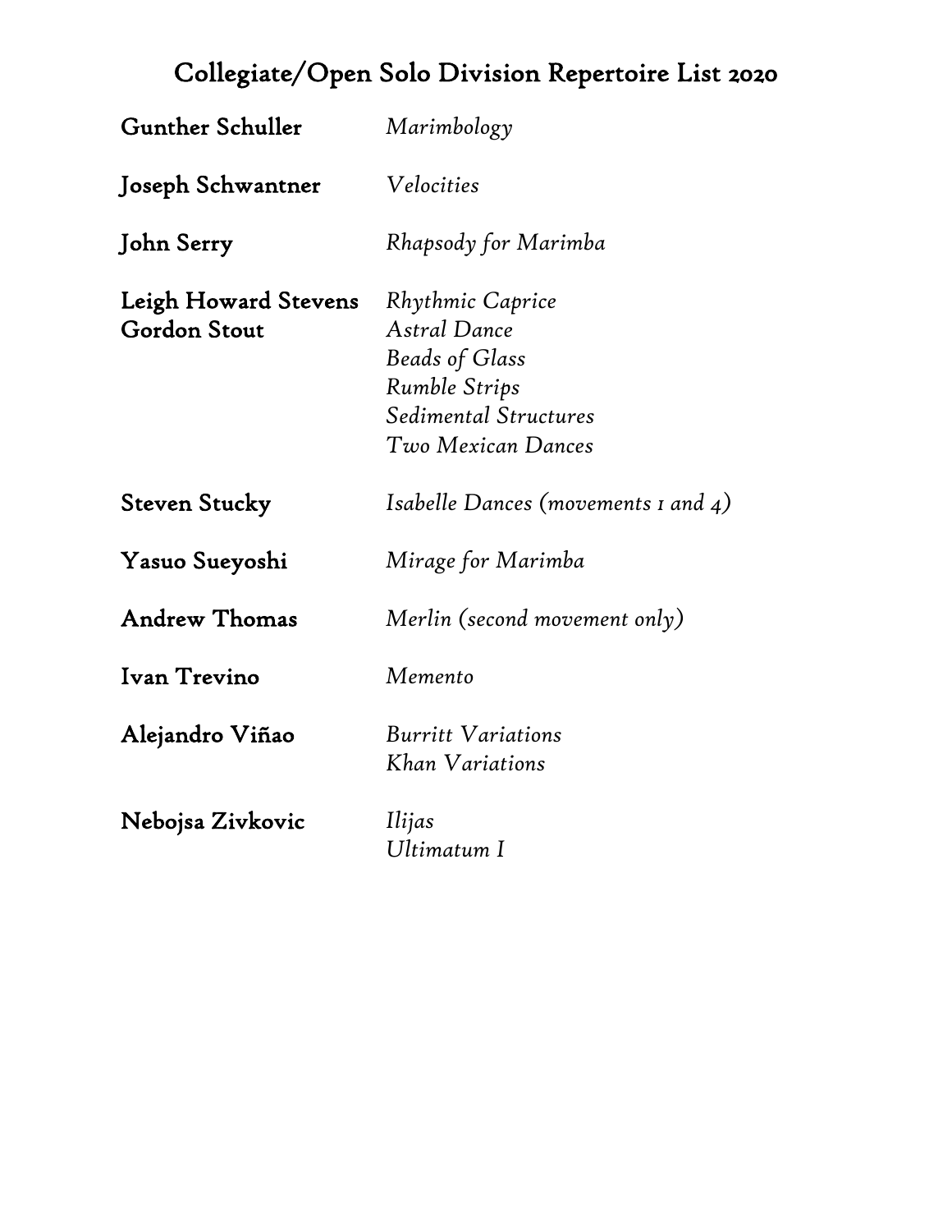# Collegiate/Open Solo Division Repertoire List 2020

| Composer | Work |
| --- | --- |
| **Gunther Schuller** | *Marimbology* |
| **Joseph Schwantner** | *Velocities* |
| **John Serry** | *Rhapsody for Marimba* |
| **Leigh Howard Stevens** | *Rhythmic Caprice* |
| **Gordon Stout** | *Astral Dance* |
| | *Beads of Glass* |
| | *Rumble Strips* |
| | *Sedimental Structures* |
| | *Two Mexican Dances* |
| **Steven Stucky** | *Isabelle Dances (movements 1 and 4)* |
| **Yasuo Sueyoshi** | *Mirage for Marimba* |
| **Andrew Thomas** | *Merlin (second movement only)* |
| **Ivan Trevino** | *Memento* |
| **Alejandro Viñao** | *Burritt Variations* |
| | *Khan Variations* |
| **Nebojsa Zivkovic** | *Ilijas* |
| | *Ultimatum I* |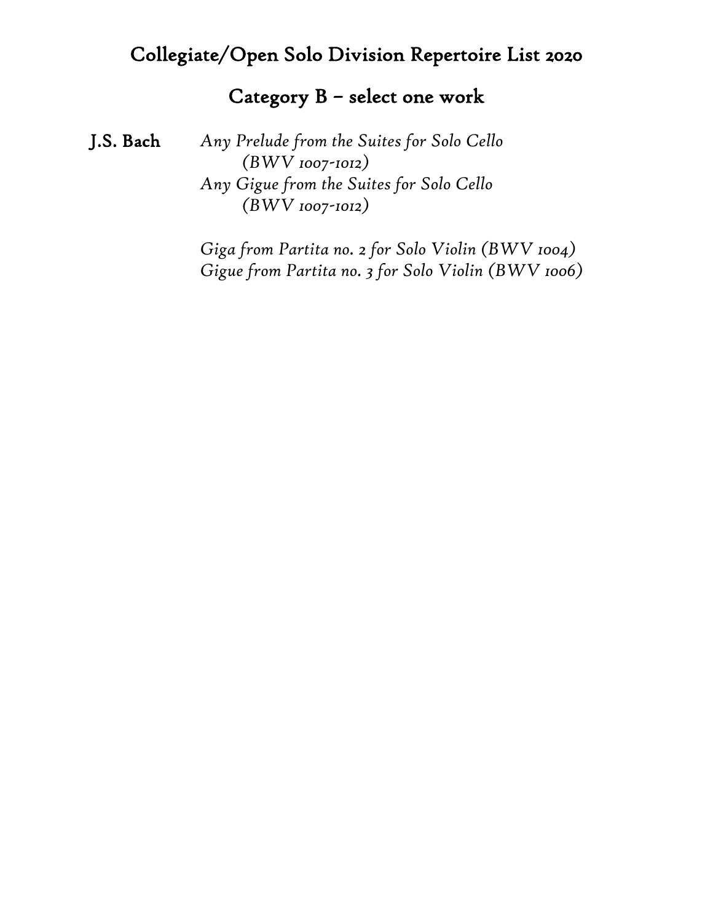# Collegiate/Open Solo Division Repertoire List 2020

## Category B – select one work

**J.S. Bach**

*Any Prelude from the Suites for Solo Cello (BWV 1007-1012)*
*Any Gigue from the Suites for Solo Cello (BWV 1007-1012)*

*Giga from Partita no. 2 for Solo Violin (BWV 1004)*
*Gigue from Partita no. 3 for Solo Violin (BWV 1006)*